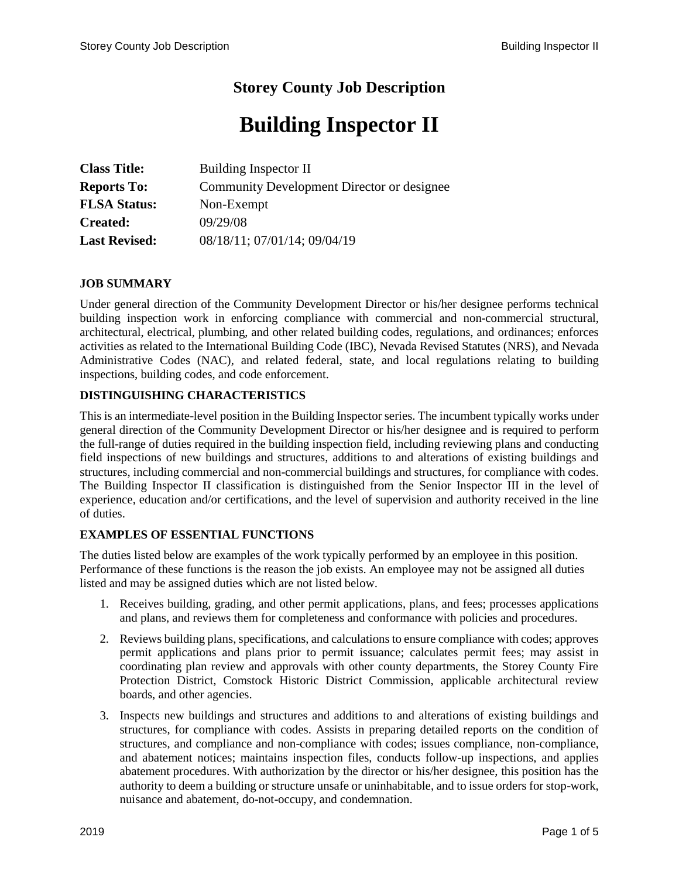# Storey County Job Description

# Building Inspector II

| | |
|---|---|
| **Class Title:** | Building Inspector II |
| **Reports To:** | Community Development Director or designee |
| **FLSA Status:** | Non-Exempt |
| **Created:** | 09/29/08 |
| **Last Revised:** | 08/18/11; 07/01/14; 09/04/19 |

### JOB SUMMARY

Under general direction of the Community Development Director or his/her designee performs technical building inspection work in enforcing compliance with commercial and non-commercial structural, architectural, electrical, plumbing, and other related building codes, regulations, and ordinances; enforces activities as related to the International Building Code (IBC), Nevada Revised Statutes (NRS), and Nevada Administrative Codes (NAC), and related federal, state, and local regulations relating to building inspections, building codes, and code enforcement.

### DISTINGUISHING CHARACTERISTICS

This is an intermediate-level position in the Building Inspector series. The incumbent typically works under general direction of the Community Development Director or his/her designee and is required to perform the full-range of duties required in the building inspection field, including reviewing plans and conducting field inspections of new buildings and structures, additions to and alterations of existing buildings and structures, including commercial and non-commercial buildings and structures, for compliance with codes. The Building Inspector II classification is distinguished from the Senior Inspector III in the level of experience, education and/or certifications, and the level of supervision and authority received in the line of duties.

### EXAMPLES OF ESSENTIAL FUNCTIONS

The duties listed below are examples of the work typically performed by an employee in this position. Performance of these functions is the reason the job exists. An employee may not be assigned all duties listed and may be assigned duties which are not listed below.

1. Receives building, grading, and other permit applications, plans, and fees; processes applications and plans, and reviews them for completeness and conformance with policies and procedures.
2. Reviews building plans, specifications, and calculations to ensure compliance with codes; approves permit applications and plans prior to permit issuance; calculates permit fees; may assist in coordinating plan review and approvals with other county departments, the Storey County Fire Protection District, Comstock Historic District Commission, applicable architectural review boards, and other agencies.
3. Inspects new buildings and structures and additions to and alterations of existing buildings and structures, for compliance with codes. Assists in preparing detailed reports on the condition of structures, and compliance and non-compliance with codes; issues compliance, non-compliance, and abatement notices; maintains inspection files, conducts follow-up inspections, and applies abatement procedures. With authorization by the director or his/her designee, this position has the authority to deem a building or structure unsafe or uninhabitable, and to issue orders for stop-work, nuisance and abatement, do-not-occupy, and condemnation.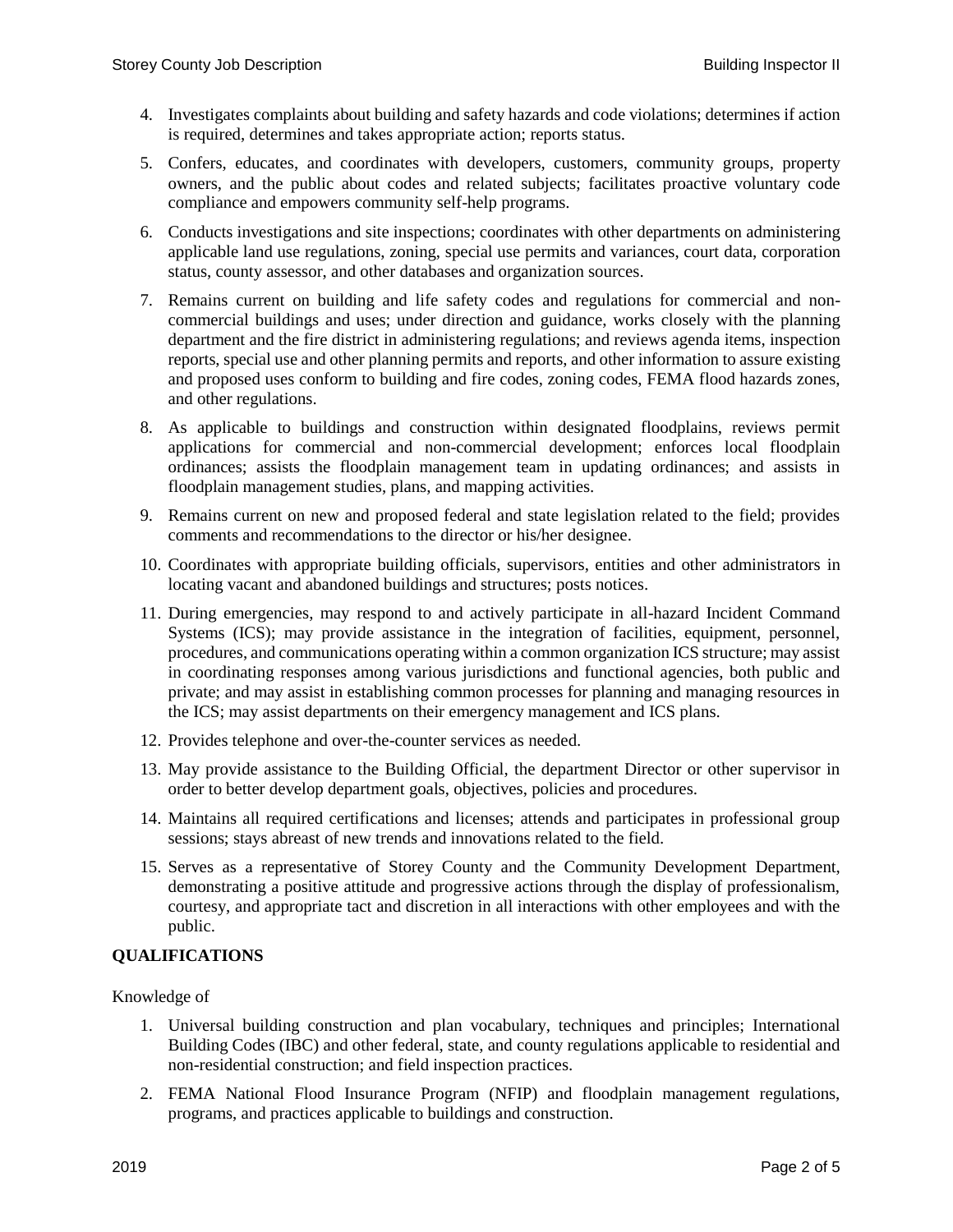4. Investigates complaints about building and safety hazards and code violations; determines if action is required, determines and takes appropriate action; reports status.

5. Confers, educates, and coordinates with developers, customers, community groups, property owners, and the public about codes and related subjects; facilitates proactive voluntary code compliance and empowers community self-help programs.

6. Conducts investigations and site inspections; coordinates with other departments on administering applicable land use regulations, zoning, special use permits and variances, court data, corporation status, county assessor, and other databases and organization sources.

7. Remains current on building and life safety codes and regulations for commercial and non-commercial buildings and uses; under direction and guidance, works closely with the planning department and the fire district in administering regulations; and reviews agenda items, inspection reports, special use and other planning permits and reports, and other information to assure existing and proposed uses conform to building and fire codes, zoning codes, FEMA flood hazards zones, and other regulations.

8. As applicable to buildings and construction within designated floodplains, reviews permit applications for commercial and non-commercial development; enforces local floodplain ordinances; assists the floodplain management team in updating ordinances; and assists in floodplain management studies, plans, and mapping activities.

9. Remains current on new and proposed federal and state legislation related to the field; provides comments and recommendations to the director or his/her designee.

10. Coordinates with appropriate building officials, supervisors, entities and other administrators in locating vacant and abandoned buildings and structures; posts notices.

11. During emergencies, may respond to and actively participate in all-hazard Incident Command Systems (ICS); may provide assistance in the integration of facilities, equipment, personnel, procedures, and communications operating within a common organization ICS structure; may assist in coordinating responses among various jurisdictions and functional agencies, both public and private; and may assist in establishing common processes for planning and managing resources in the ICS; may assist departments on their emergency management and ICS plans.

12. Provides telephone and over-the-counter services as needed.

13. May provide assistance to the Building Official, the department Director or other supervisor in order to better develop department goals, objectives, policies and procedures.

14. Maintains all required certifications and licenses; attends and participates in professional group sessions; stays abreast of new trends and innovations related to the field.

15. Serves as a representative of Storey County and the Community Development Department, demonstrating a positive attitude and progressive actions through the display of professionalism, courtesy, and appropriate tact and discretion in all interactions with other employees and with the public.

## QUALIFICATIONS

Knowledge of

1. Universal building construction and plan vocabulary, techniques and principles; International Building Codes (IBC) and other federal, state, and county regulations applicable to residential and non-residential construction; and field inspection practices.

2. FEMA National Flood Insurance Program (NFIP) and floodplain management regulations, programs, and practices applicable to buildings and construction.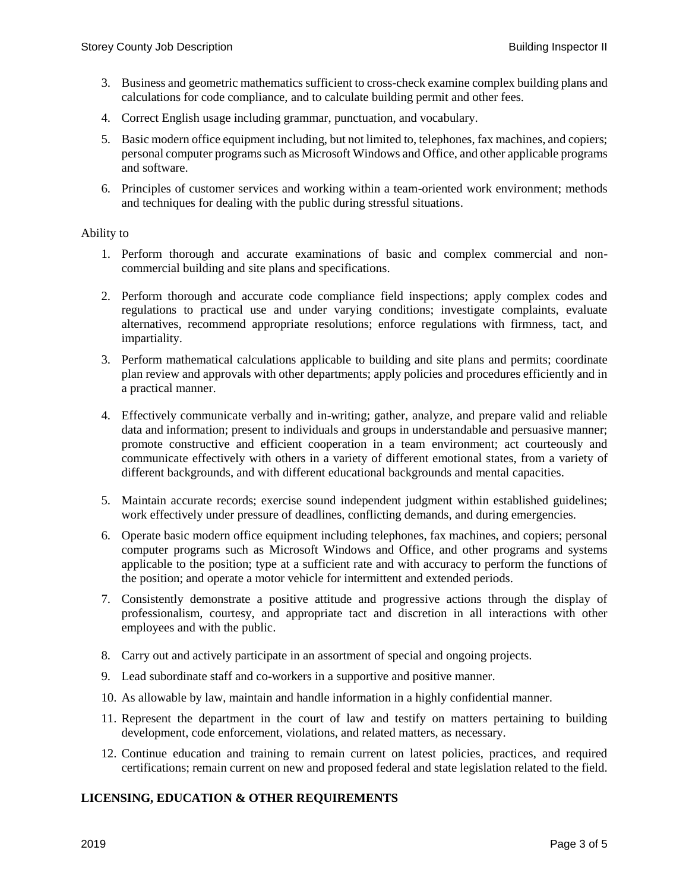3. Business and geometric mathematics sufficient to cross-check examine complex building plans and calculations for code compliance, and to calculate building permit and other fees.
4. Correct English usage including grammar, punctuation, and vocabulary.
5. Basic modern office equipment including, but not limited to, telephones, fax machines, and copiers; personal computer programs such as Microsoft Windows and Office, and other applicable programs and software.
6. Principles of customer services and working within a team-oriented work environment; methods and techniques for dealing with the public during stressful situations.

Ability to

1. Perform thorough and accurate examinations of basic and complex commercial and non-commercial building and site plans and specifications.
2. Perform thorough and accurate code compliance field inspections; apply complex codes and regulations to practical use and under varying conditions; investigate complaints, evaluate alternatives, recommend appropriate resolutions; enforce regulations with firmness, tact, and impartiality.
3. Perform mathematical calculations applicable to building and site plans and permits; coordinate plan review and approvals with other departments; apply policies and procedures efficiently and in a practical manner.
4. Effectively communicate verbally and in-writing; gather, analyze, and prepare valid and reliable data and information; present to individuals and groups in understandable and persuasive manner; promote constructive and efficient cooperation in a team environment; act courteously and communicate effectively with others in a variety of different emotional states, from a variety of different backgrounds, and with different educational backgrounds and mental capacities.
5. Maintain accurate records; exercise sound independent judgment within established guidelines; work effectively under pressure of deadlines, conflicting demands, and during emergencies.
6. Operate basic modern office equipment including telephones, fax machines, and copiers; personal computer programs such as Microsoft Windows and Office, and other programs and systems applicable to the position; type at a sufficient rate and with accuracy to perform the functions of the position; and operate a motor vehicle for intermittent and extended periods.
7. Consistently demonstrate a positive attitude and progressive actions through the display of professionalism, courtesy, and appropriate tact and discretion in all interactions with other employees and with the public.
8. Carry out and actively participate in an assortment of special and ongoing projects.
9. Lead subordinate staff and co-workers in a supportive and positive manner.
10. As allowable by law, maintain and handle information in a highly confidential manner.
11. Represent the department in the court of law and testify on matters pertaining to building development, code enforcement, violations, and related matters, as necessary.
12. Continue education and training to remain current on latest policies, practices, and required certifications; remain current on new and proposed federal and state legislation related to the field.

## LICENSING, EDUCATION & OTHER REQUIREMENTS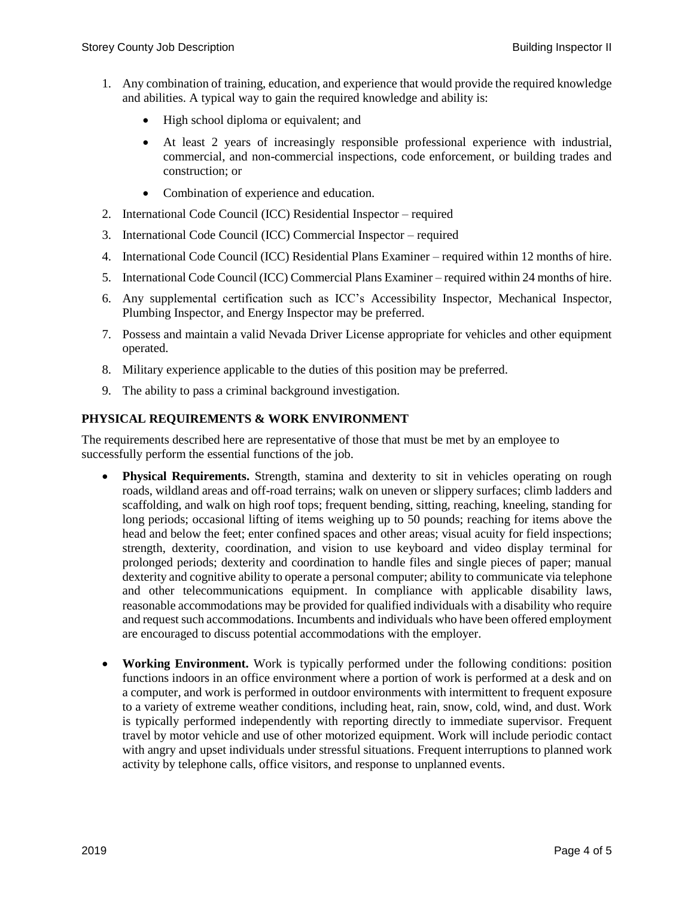1. Any combination of training, education, and experience that would provide the required knowledge and abilities. A typical way to gain the required knowledge and ability is:
   - High school diploma or equivalent; and
   - At least 2 years of increasingly responsible professional experience with industrial, commercial, and non-commercial inspections, code enforcement, or building trades and construction; or
   - Combination of experience and education.
2. International Code Council (ICC) Residential Inspector – required
3. International Code Council (ICC) Commercial Inspector – required
4. International Code Council (ICC) Residential Plans Examiner – required within 12 months of hire.
5. International Code Council (ICC) Commercial Plans Examiner – required within 24 months of hire.
6. Any supplemental certification such as ICC's Accessibility Inspector, Mechanical Inspector, Plumbing Inspector, and Energy Inspector may be preferred.
7. Possess and maintain a valid Nevada Driver License appropriate for vehicles and other equipment operated.
8. Military experience applicable to the duties of this position may be preferred.
9. The ability to pass a criminal background investigation.

## PHYSICAL REQUIREMENTS & WORK ENVIRONMENT

The requirements described here are representative of those that must be met by an employee to successfully perform the essential functions of the job.

- **Physical Requirements.** Strength, stamina and dexterity to sit in vehicles operating on rough roads, wildland areas and off-road terrains; walk on uneven or slippery surfaces; climb ladders and scaffolding, and walk on high roof tops; frequent bending, sitting, reaching, kneeling, standing for long periods; occasional lifting of items weighing up to 50 pounds; reaching for items above the head and below the feet; enter confined spaces and other areas; visual acuity for field inspections; strength, dexterity, coordination, and vision to use keyboard and video display terminal for prolonged periods; dexterity and coordination to handle files and single pieces of paper; manual dexterity and cognitive ability to operate a personal computer; ability to communicate via telephone and other telecommunications equipment. In compliance with applicable disability laws, reasonable accommodations may be provided for qualified individuals with a disability who require and request such accommodations. Incumbents and individuals who have been offered employment are encouraged to discuss potential accommodations with the employer.

- **Working Environment.** Work is typically performed under the following conditions: position functions indoors in an office environment where a portion of work is performed at a desk and on a computer, and work is performed in outdoor environments with intermittent to frequent exposure to a variety of extreme weather conditions, including heat, rain, snow, cold, wind, and dust. Work is typically performed independently with reporting directly to immediate supervisor. Frequent travel by motor vehicle and use of other motorized equipment. Work will include periodic contact with angry and upset individuals under stressful situations. Frequent interruptions to planned work activity by telephone calls, office visitors, and response to unplanned events.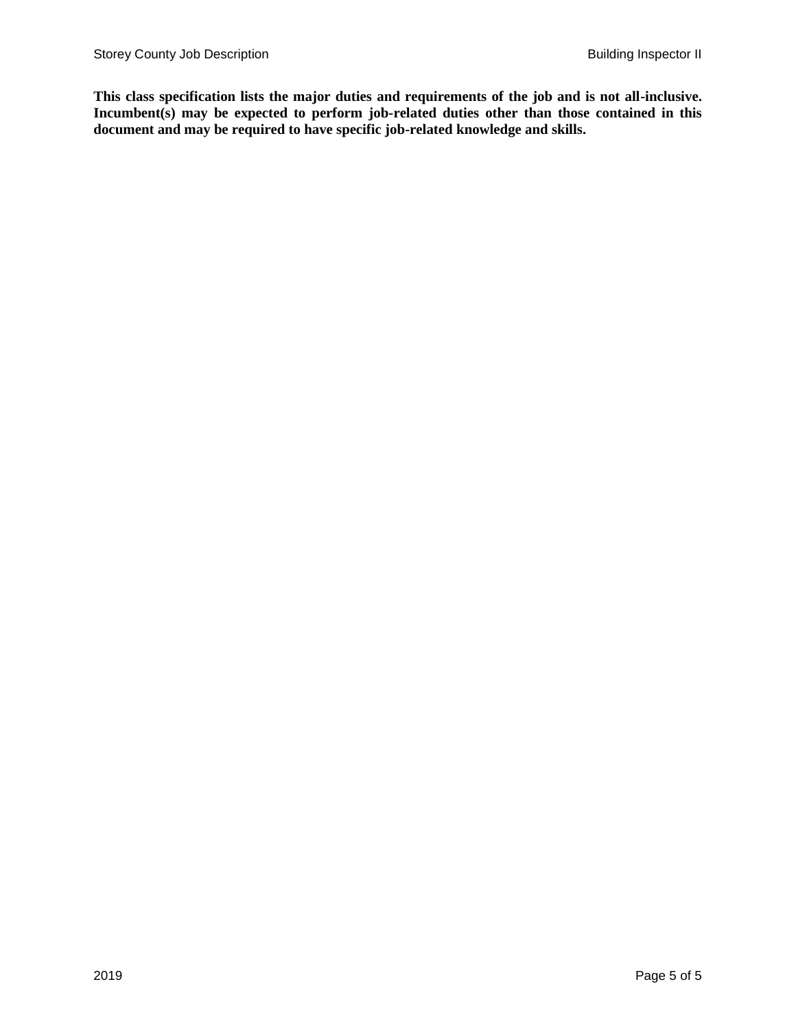**This class specification lists the major duties and requirements of the job and is not all-inclusive. Incumbent(s) may be expected to perform job-related duties other than those contained in this document and may be required to have specific job-related knowledge and skills.**